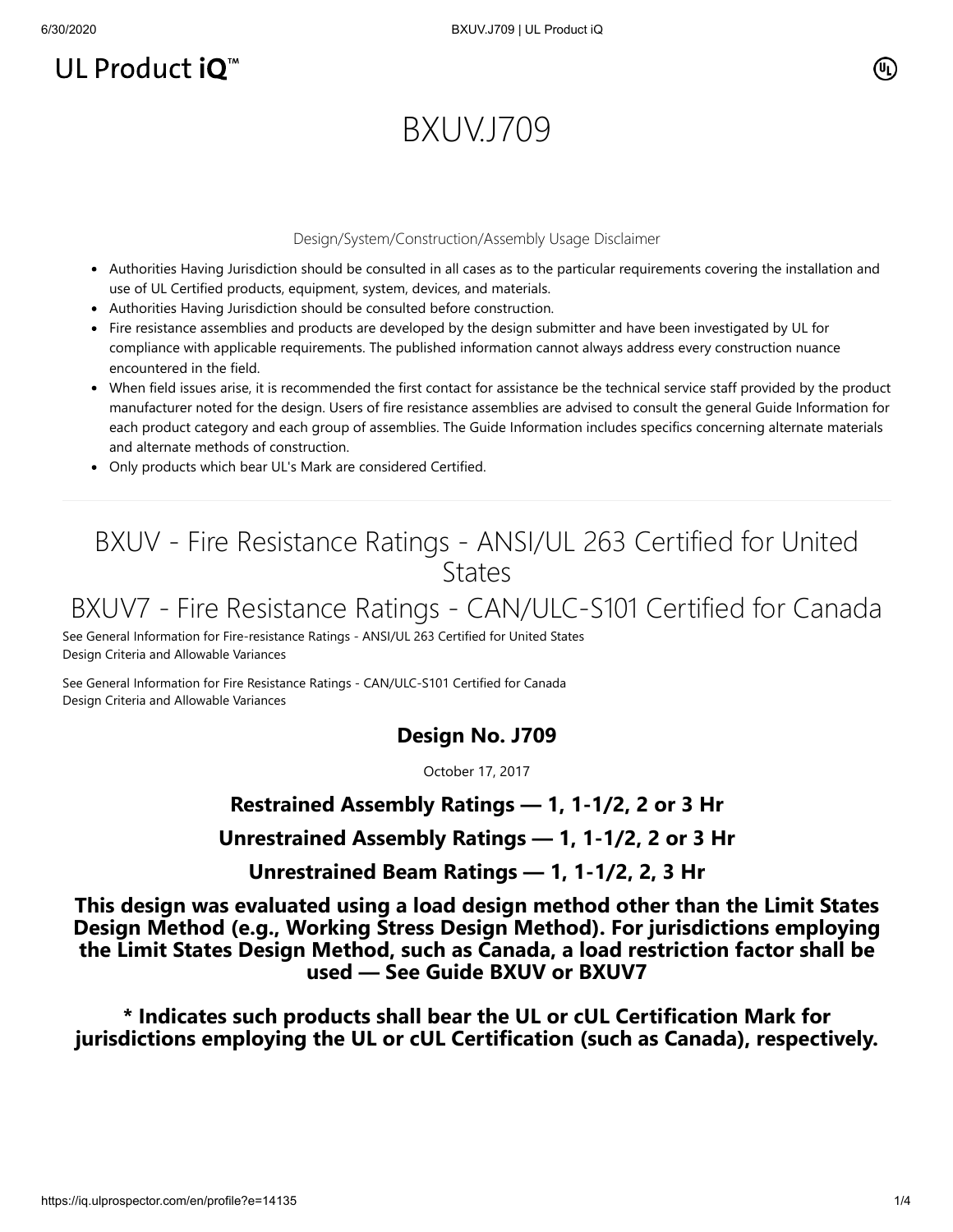UL Product iQ™

# BXUV.J709

Design/System/Construction/Assembly Usage Disclaimer

- Authorities Having Jurisdiction should be consulted in all cases as to the particular requirements covering the installation and use of UL Certified products, equipment, system, devices, and materials.
- Authorities Having Jurisdiction should be consulted before construction.
- Fire resistance assemblies and products are developed by the design submitter and have been investigated by UL for compliance with applicable requirements. The published information cannot always address every construction nuance encountered in the field.
- When field issues arise, it is recommended the first contact for assistance be the technical service staff provided by the product manufacturer noted for the design. Users of fire resistance assemblies are advised to consult the general Guide Information for each product category and each group of assemblies. The Guide Information includes specifics concerning alternate materials and alternate methods of construction.
- Only products which bear UL's Mark are considered Certified.

---

## BXUV - Fire Resistance Ratings - ANSI/UL 263 Certified for United States

## BXUV7 - Fire Resistance Ratings - CAN/ULC-S101 Certified for Canada

See General Information for Fire-resistance Ratings - ANSI/UL 263 Certified for United States
Design Criteria and Allowable Variances

See General Information for Fire Resistance Ratings - CAN/ULC-S101 Certified for Canada
Design Criteria and Allowable Variances

### Design No. J709

October 17, 2017

**Restrained Assembly Ratings — 1, 1-1/2, 2 or 3 Hr**

**Unrestrained Assembly Ratings — 1, 1-1/2, 2 or 3 Hr**

**Unrestrained Beam Ratings — 1, 1-1/2, 2, 3 Hr**

**This design was evaluated using a load design method other than the Limit States Design Method (e.g., Working Stress Design Method). For jurisdictions employing the Limit States Design Method, such as Canada, a load restriction factor shall be used — See Guide BXUV or BXUV7**

**\* Indicates such products shall bear the UL or cUL Certification Mark for jurisdictions employing the UL or cUL Certification (such as Canada), respectively.**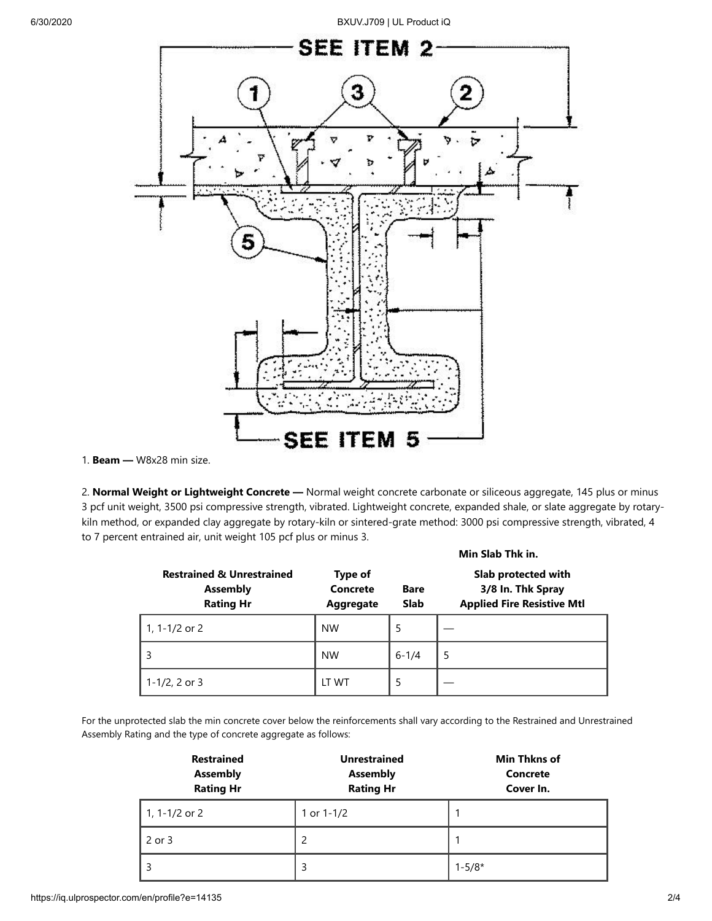1. **Beam —** W8x28 min size.

2. **Normal Weight or Lightweight Concrete —** Normal weight concrete carbonate or siliceous aggregate, 145 plus or minus 3 pcf unit weight, 3500 psi compressive strength, vibrated. Lightweight concrete, expanded shale, or slate aggregate by rotary-kiln method, or expanded clay aggregate by rotary-kiln or sintered-grate method: 3000 psi compressive strength, vibrated, 4 to 7 percent entrained air, unit weight 105 pcf plus or minus 3.

| | | Min Slab Thk in. | |
|---|---|---|---|
| **Restrained & Unrestrained Assembly Rating Hr** | **Type of Concrete Aggregate** | **Bare Slab** | **Slab protected with 3/8 In. Thk Spray Applied Fire Resistive Mtl** |
| 1, 1-1/2 or 2 | NW | 5 | — |
| 3 | NW | 6-1/4 | 5 |
| 1-1/2, 2 or 3 | LT WT | 5 | — |

For the unprotected slab the min concrete cover below the reinforcements shall vary according to the Restrained and Unrestrained Assembly Rating and the type of concrete aggregate as follows:

| Restrained Assembly Rating Hr | Unrestrained Assembly Rating Hr | Min Thkns of Concrete Cover In. |
|---|---|---|
| 1, 1-1/2 or 2 | 1 or 1-1/2 | 1 |
| 2 or 3 | 2 | 1 |
| 3 | 3 | 1-5/8* |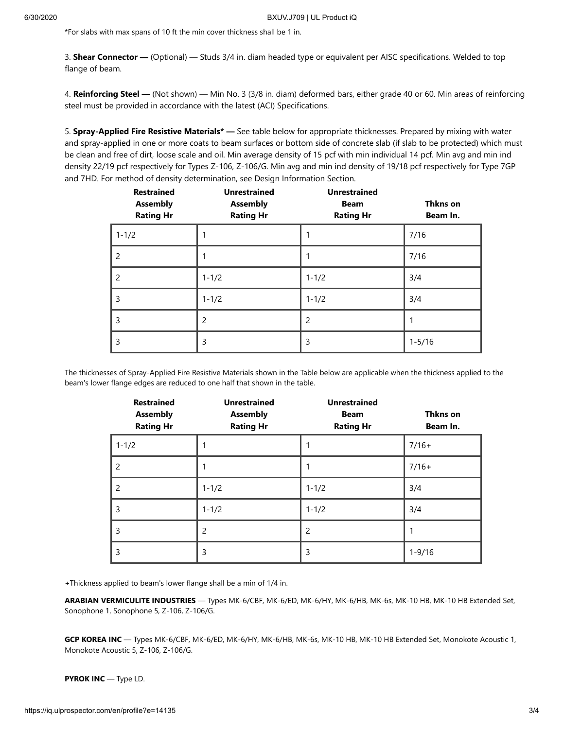*For slabs with max spans of 10 ft the min cover thickness shall be 1 in.

3. **Shear Connector —** (Optional) — Studs 3/4 in. diam headed type or equivalent per AISC specifications. Welded to top flange of beam.

4. **Reinforcing Steel —** (Not shown) — Min No. 3 (3/8 in. diam) deformed bars, either grade 40 or 60. Min areas of reinforcing steel must be provided in accordance with the latest (ACI) Specifications.

5. **Spray-Applied Fire Resistive Materials* —** See table below for appropriate thicknesses. Prepared by mixing with water and spray-applied in one or more coats to beam surfaces or bottom side of concrete slab (if slab to be protected) which must be clean and free of dirt, loose scale and oil. Min average density of 15 pcf with min individual 14 pcf. Min avg and min ind density 22/19 pcf respectively for Types Z-106, Z-106/G. Min avg and min ind density of 19/18 pcf respectively for Type 7GP and 7HD. For method of density determination, see Design Information Section.

| Restrained Assembly Rating Hr | Unrestrained Assembly Rating Hr | Unrestrained Beam Rating Hr | Thkns on Beam In. |
|---|---|---|---|
| 1-1/2 | 1 | 1 | 7/16 |
| 2 | 1 | 1 | 7/16 |
| 2 | 1-1/2 | 1-1/2 | 3/4 |
| 3 | 1-1/2 | 1-1/2 | 3/4 |
| 3 | 2 | 2 | 1 |
| 3 | 3 | 3 | 1-5/16 |

The thicknesses of Spray-Applied Fire Resistive Materials shown in the Table below are applicable when the thickness applied to the beam's lower flange edges are reduced to one half that shown in the table.

| Restrained Assembly Rating Hr | Unrestrained Assembly Rating Hr | Unrestrained Beam Rating Hr | Thkns on Beam In. |
|---|---|---|---|
| 1-1/2 | 1 | 1 | 7/16+ |
| 2 | 1 | 1 | 7/16+ |
| 2 | 1-1/2 | 1-1/2 | 3/4 |
| 3 | 1-1/2 | 1-1/2 | 3/4 |
| 3 | 2 | 2 | 1 |
| 3 | 3 | 3 | 1-9/16 |

+Thickness applied to beam's lower flange shall be a min of 1/4 in.

**ARABIAN VERMICULITE INDUSTRIES** — Types MK-6/CBF, MK-6/ED, MK-6/HY, MK-6/HB, MK-6s, MK-10 HB, MK-10 HB Extended Set, Sonophone 1, Sonophone 5, Z-106, Z-106/G.

**GCP KOREA INC** — Types MK-6/CBF, MK-6/ED, MK-6/HY, MK-6/HB, MK-6s, MK-10 HB, MK-10 HB Extended Set, Monokote Acoustic 1, Monokote Acoustic 5, Z-106, Z-106/G.

**PYROK INC** — Type LD.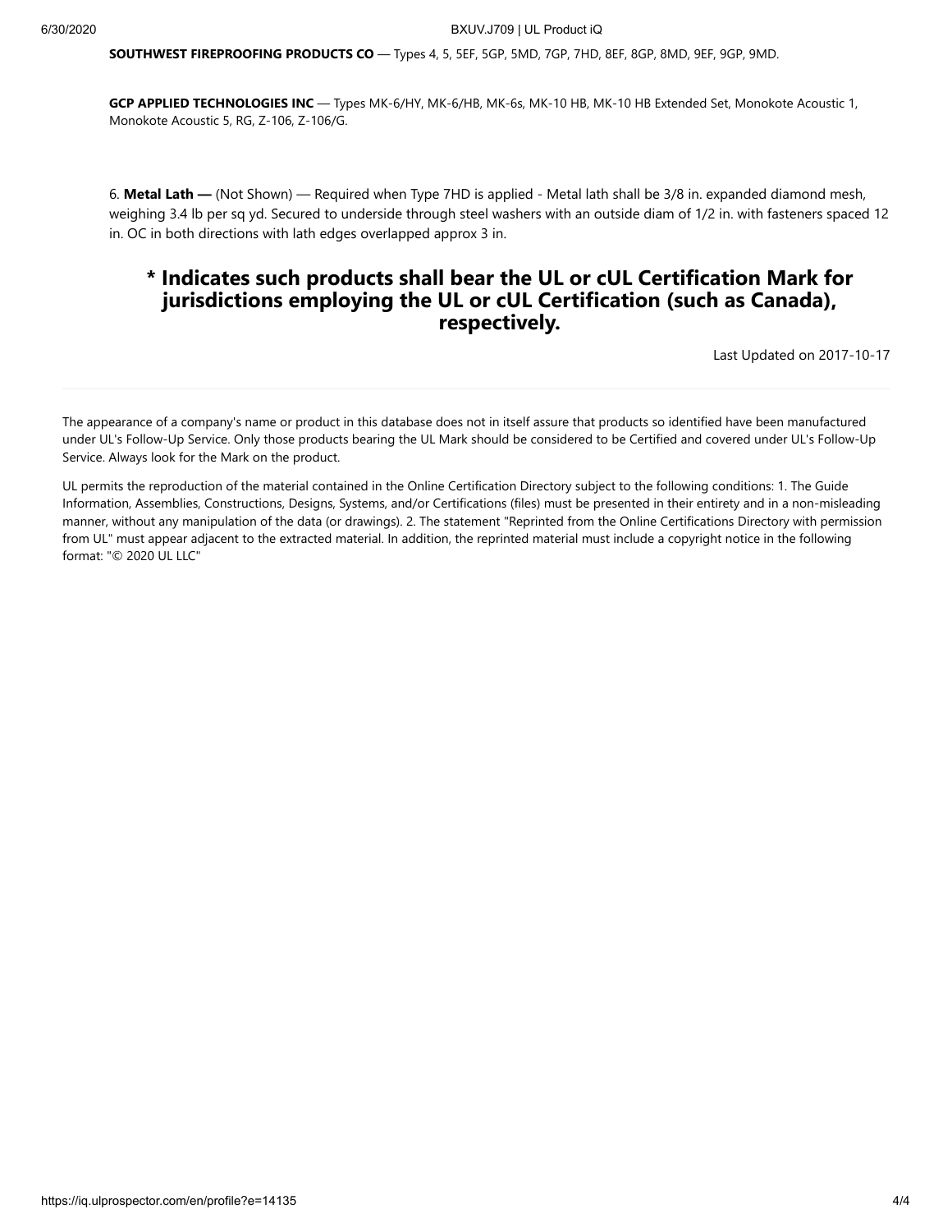**SOUTHWEST FIREPROOFING PRODUCTS CO** — Types 4, 5, 5EF, 5GP, 5MD, 7GP, 7HD, 8EF, 8GP, 8MD, 9EF, 9GP, 9MD.

**GCP APPLIED TECHNOLOGIES INC** — Types MK-6/HY, MK-6/HB, MK-6s, MK-10 HB, MK-10 HB Extended Set, Monokote Acoustic 1, Monokote Acoustic 5, RG, Z-106, Z-106/G.

6. **Metal Lath —** (Not Shown) — Required when Type 7HD is applied - Metal lath shall be 3/8 in. expanded diamond mesh, weighing 3.4 lb per sq yd. Secured to underside through steel washers with an outside diam of 1/2 in. with fasteners spaced 12 in. OC in both directions with lath edges overlapped approx 3 in.

## * Indicates such products shall bear the UL or cUL Certification Mark for jurisdictions employing the UL or cUL Certification (such as Canada), respectively.

Last Updated on 2017-10-17

---

The appearance of a company's name or product in this database does not in itself assure that products so identified have been manufactured under UL's Follow-Up Service. Only those products bearing the UL Mark should be considered to be Certified and covered under UL's Follow-Up Service. Always look for the Mark on the product.

UL permits the reproduction of the material contained in the Online Certification Directory subject to the following conditions: 1. The Guide Information, Assemblies, Constructions, Designs, Systems, and/or Certifications (files) must be presented in their entirety and in a non-misleading manner, without any manipulation of the data (or drawings). 2. The statement "Reprinted from the Online Certifications Directory with permission from UL" must appear adjacent to the extracted material. In addition, the reprinted material must include a copyright notice in the following format: "© 2020 UL LLC"